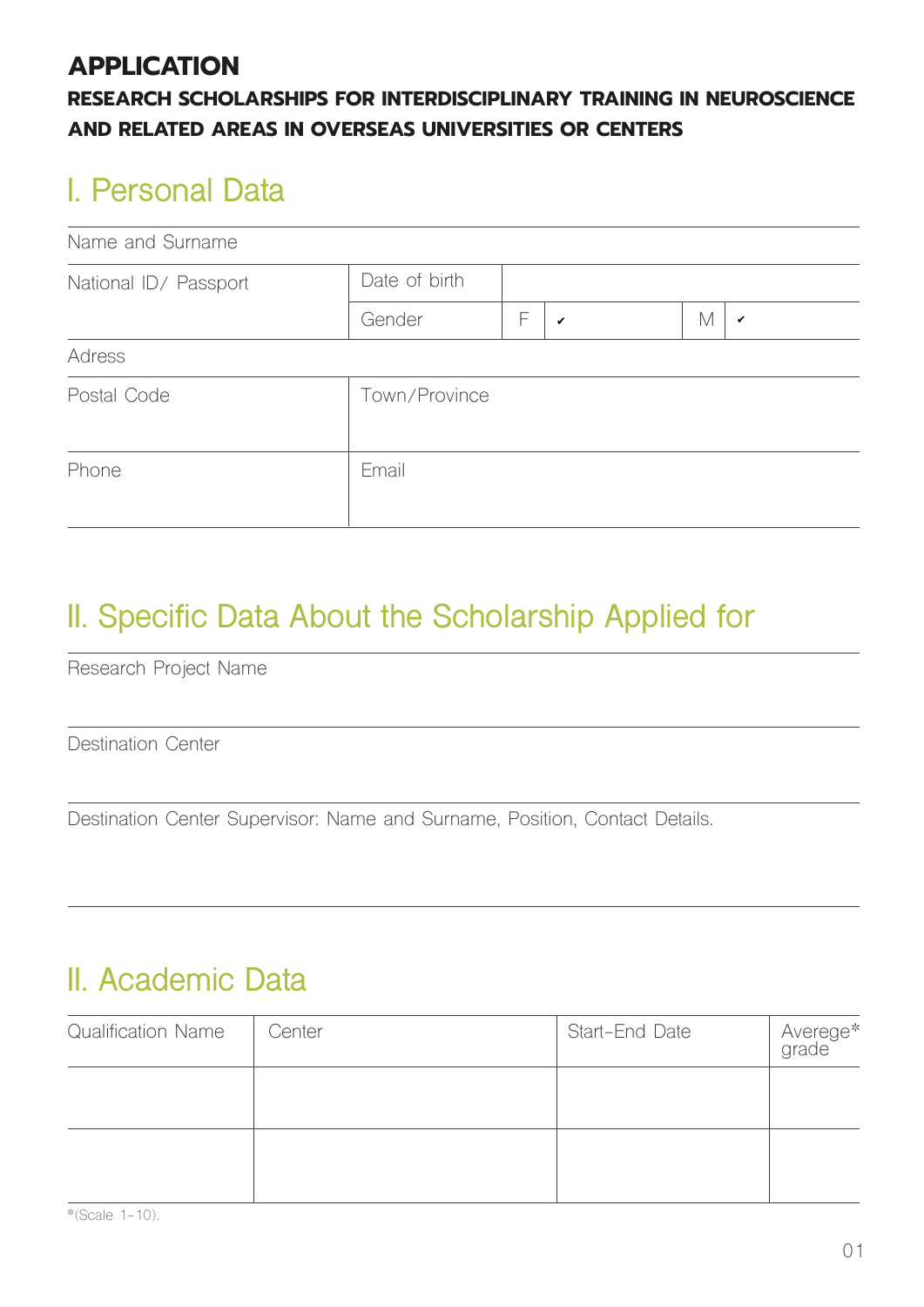# APPLICATION

**RESEARCH SCHOLARSHIPS FOR INTERDISCIPLINARY TRAINING IN NEUROSCIENCE AND RELATED AREAS IN OVERSEAS UNIVERSITIES OR CENTERS**

## I. Personal Data

| Name and Surname | | | | | |
|---|---|---|---|---|---|
| National ID/ Passport | Date of birth | | | | |
| | Gender | F | ✔ | M | ✔ |
| Adress | | | | | |
| Postal Code | Town/Province | | | | |
| Phone | Email | | | | |

## II. Specific Data About the Scholarship Applied for

Research Project Name

Destination Center

Destination Center Supervisor: Name and Surname, Position, Contact Details.

## II. Academic Data

| Qualification Name | Center | Start-End Date | Averege* grade |
|---|---|---|---|
| | | | |
| | | | |

*(Scale 1-10).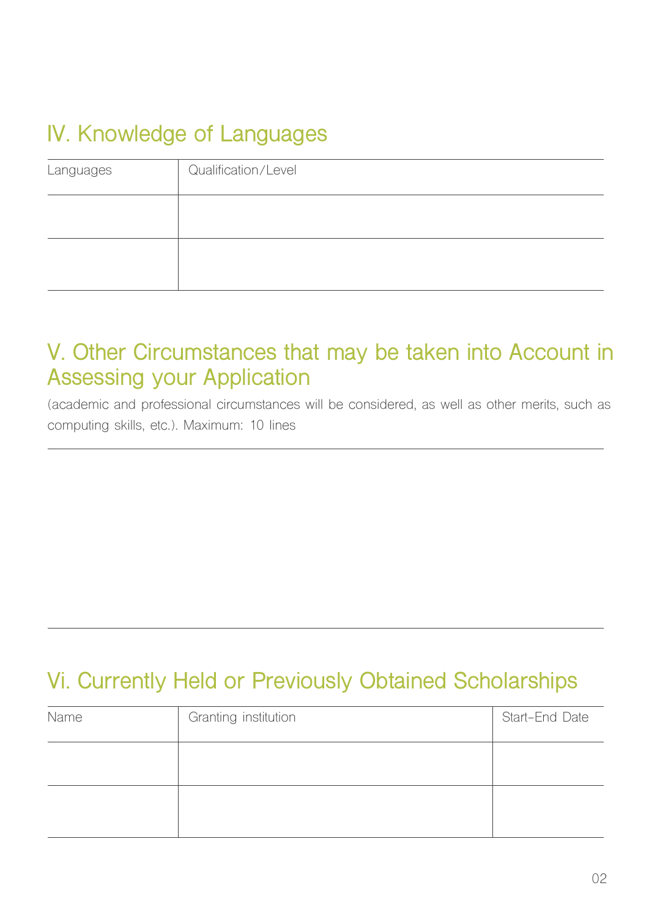## IV. Knowledge of Languages

| Languages | Qualification/Level |
|---|---|
| | |
| | |

## V. Other Circumstances that may be taken into Account in Assessing your Application

(academic and professional circumstances will be considered, as well as other merits, such as computing skills, etc.). Maximum: 10 lines

## Vi. Currently Held or Previously Obtained Scholarships

| Name | Granting institution | Start-End Date |
|---|---|---|
| | | |
| | | |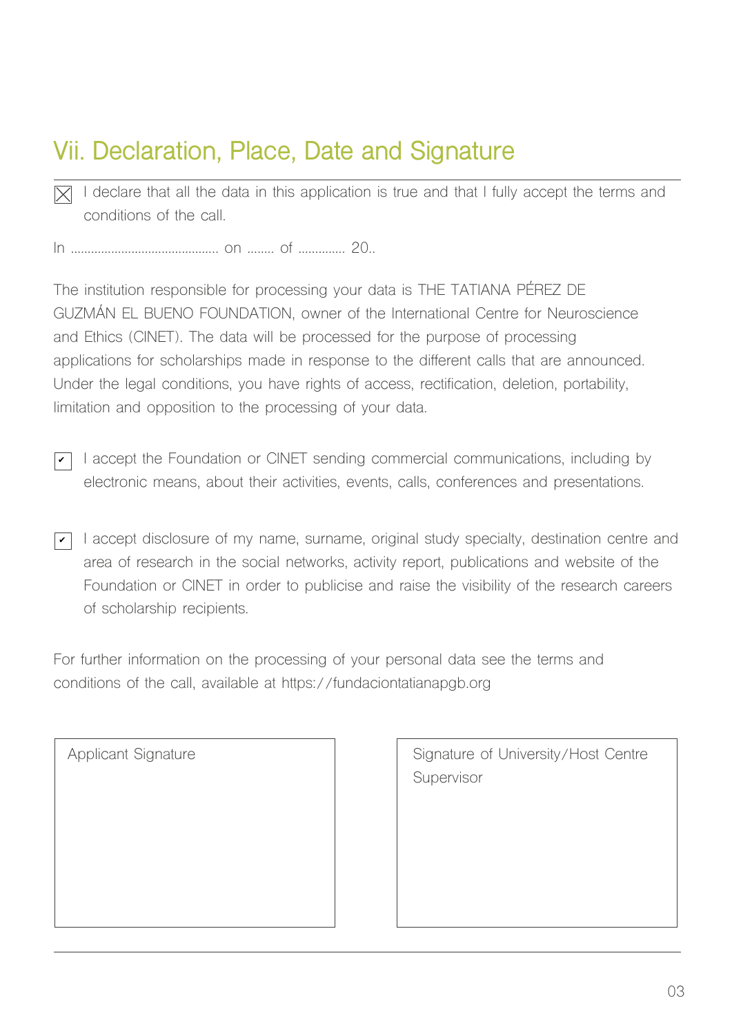## Vii. Declaration, Place, Date and Signature

☒ I declare that all the data in this application is true and that I fully accept the terms and conditions of the call.

In ........................................... on ........ of .............. 20..

The institution responsible for processing your data is THE TATIANA PÉREZ DE GUZMÁN EL BUENO FOUNDATION, owner of the International Centre for Neuroscience and Ethics (CINET). The data will be processed for the purpose of processing applications for scholarships made in response to the different calls that are announced. Under the legal conditions, you have rights of access, rectification, deletion, portability, limitation and opposition to the processing of your data.

☑ I accept the Foundation or CINET sending commercial communications, including by electronic means, about their activities, events, calls, conferences and presentations.

☑ I accept disclosure of my name, surname, original study specialty, destination centre and area of research in the social networks, activity report, publications and website of the Foundation or CINET in order to publicise and raise the visibility of the research careers of scholarship recipients.

For further information on the processing of your personal data see the terms and conditions of the call, available at https://fundaciontatianapgb.org

| Applicant Signature | Signature of University/Host Centre Supervisor |
| --- | --- |
| | |